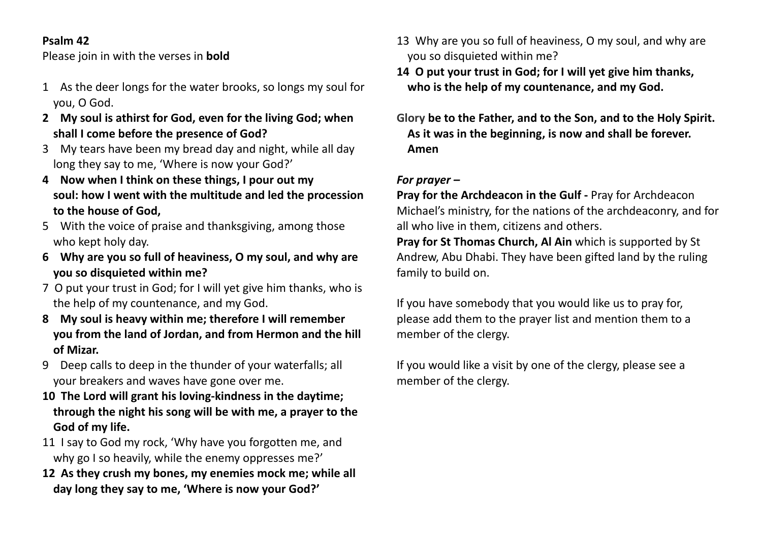**Psalm 42**

Please join in with the verses in **bold**

1 As the deer longs for the water brooks, so longs my soul for you, O God.

**2 My soul is athirst for God, even for the living God; when shall I come before the presence of God?**

3 My tears have been my bread day and night, while all day long they say to me, 'Where is now your God?'

**4 Now when I think on these things, I pour out my soul: how I went with the multitude and led the procession to the house of God,**

5 With the voice of praise and thanksgiving, among those who kept holy day.

**6 Why are you so full of heaviness, O my soul, and why are you so disquieted within me?**

7 O put your trust in God; for I will yet give him thanks, who is the help of my countenance, and my God.

**8 My soul is heavy within me; therefore I will remember you from the land of Jordan, and from Hermon and the hill of Mizar.**

9 Deep calls to deep in the thunder of your waterfalls; all your breakers and waves have gone over me.

**10 The Lord will grant his loving-kindness in the daytime; through the night his song will be with me, a prayer to the God of my life.**

11 I say to God my rock, 'Why have you forgotten me, and why go I so heavily, while the enemy oppresses me?'

**12 As they crush my bones, my enemies mock me; while all day long they say to me, 'Where is now your God?'**

13 Why are you so full of heaviness, O my soul, and why are you so disquieted within me?

**14 O put your trust in God; for I will yet give him thanks, who is the help of my countenance, and my God.**

**Glory be to the Father, and to the Son, and to the Holy Spirit. As it was in the beginning, is now and shall be forever. Amen**

***For prayer –***

**Pray for the Archdeacon in the Gulf -** Pray for Archdeacon Michael's ministry, for the nations of the archdeaconry, and for all who live in them, citizens and others.

**Pray for St Thomas Church, Al Ain** which is supported by St Andrew, Abu Dhabi. They have been gifted land by the ruling family to build on.

If you have somebody that you would like us to pray for, please add them to the prayer list and mention them to a member of the clergy.

If you would like a visit by one of the clergy, please see a member of the clergy.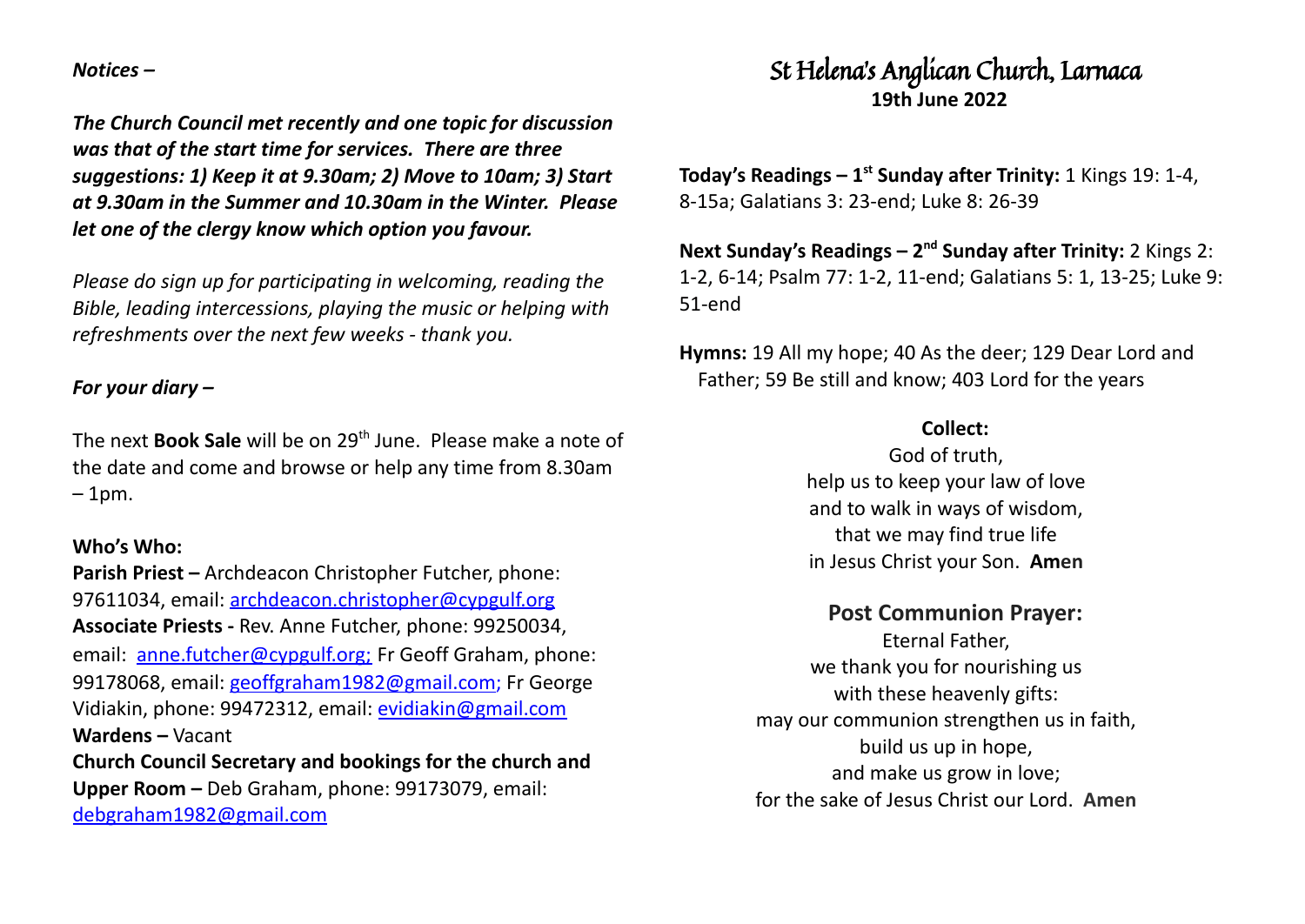*Notices –*

***The Church Council met recently and one topic for discussion was that of the start time for services. There are three suggestions: 1) Keep it at 9.30am; 2) Move to 10am; 3) Start at 9.30am in the Summer and 10.30am in the Winter. Please let one of the clergy know which option you favour.***

*Please do sign up for participating in welcoming, reading the Bible, leading intercessions, playing the music or helping with refreshments over the next few weeks - thank you.*

***For your diary –***

The next **Book Sale** will be on 29th June. Please make a note of the date and come and browse or help any time from 8.30am – 1pm.

**Who's Who:**

**Parish Priest –** Archdeacon Christopher Futcher, phone: 97611034, email: archdeacon.christopher@cypgulf.org
**Associate Priests -** Rev. Anne Futcher, phone: 99250034, email: anne.futcher@cypgulf.org; Fr Geoff Graham, phone: 99178068, email: geoffgraham1982@gmail.com; Fr George Vidiakin, phone: 99472312, email: evidiakin@gmail.com
**Wardens –** Vacant
**Church Council Secretary and bookings for the church and Upper Room –** Deb Graham, phone: 99173079, email: debgraham1982@gmail.com

# St Helena's Anglican Church, Larnaca

**19th June 2022**

**Today's Readings – 1st Sunday after Trinity:** 1 Kings 19: 1-4, 8-15a; Galatians 3: 23-end; Luke 8: 26-39

**Next Sunday's Readings – 2nd Sunday after Trinity:** 2 Kings 2: 1-2, 6-14; Psalm 77: 1-2, 11-end; Galatians 5: 1, 13-25; Luke 9: 51-end

**Hymns:** 19 All my hope; 40 As the deer; 129 Dear Lord and Father; 59 Be still and know; 403 Lord for the years

**Collect:**

God of truth,
help us to keep your law of love
and to walk in ways of wisdom,
that we may find true life
in Jesus Christ your Son. **Amen**

**Post Communion Prayer:**

Eternal Father,
we thank you for nourishing us
with these heavenly gifts:
may our communion strengthen us in faith,
build us up in hope,
and make us grow in love;
for the sake of Jesus Christ our Lord. **Amen**